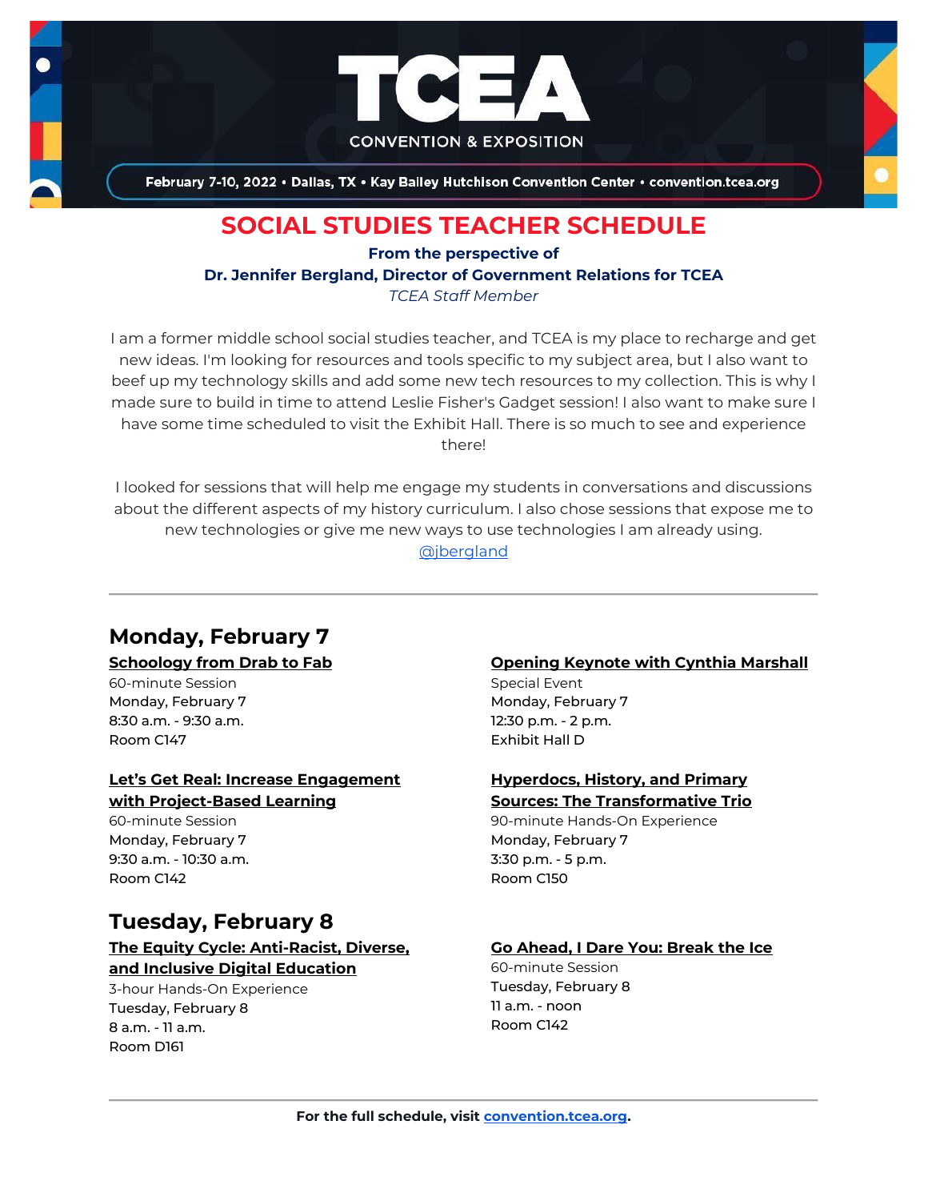# TCEA

CONVENTION & EXPOSITION

February 7-10, 2022 • Dallas, TX • Kay Bailey Hutchison Convention Center • convention.tcea.org

## SOCIAL STUDIES TEACHER SCHEDULE

**From the perspective of**
**Dr. Jennifer Bergland, Director of Government Relations for TCEA**
*TCEA Staff Member*

I am a former middle school social studies teacher, and TCEA is my place to recharge and get new ideas. I'm looking for resources and tools specific to my subject area, but I also want to beef up my technology skills and add some new tech resources to my collection. This is why I made sure to build in time to attend Leslie Fisher's Gadget session! I also want to make sure I have some time scheduled to visit the Exhibit Hall. There is so much to see and experience there!

I looked for sessions that will help me engage my students in conversations and discussions about the different aspects of my history curriculum. I also chose sessions that expose me to new technologies or give me new ways to use technologies I am already using.
@jbergland

---

### Monday, February 7

**Schoology from Drab to Fab**
60-minute Session
Monday, February 7
8:30 a.m. - 9:30 a.m.
Room C147

**Let's Get Real: Increase Engagement with Project-Based Learning**
60-minute Session
Monday, February 7
9:30 a.m. - 10:30 a.m.
Room C142

**Opening Keynote with Cynthia Marshall**
Special Event
Monday, February 7
12:30 p.m. - 2 p.m.
Exhibit Hall D

**Hyperdocs, History, and Primary Sources: The Transformative Trio**
90-minute Hands-On Experience
Monday, February 7
3:30 p.m. - 5 p.m.
Room C150

### Tuesday, February 8

**The Equity Cycle: Anti-Racist, Diverse, and Inclusive Digital Education**
3-hour Hands-On Experience
Tuesday, February 8
8 a.m. - 11 a.m.
Room D161

**Go Ahead, I Dare You: Break the Ice**
60-minute Session
Tuesday, February 8
11 a.m. - noon
Room C142

---

**For the full schedule, visit convention.tcea.org.**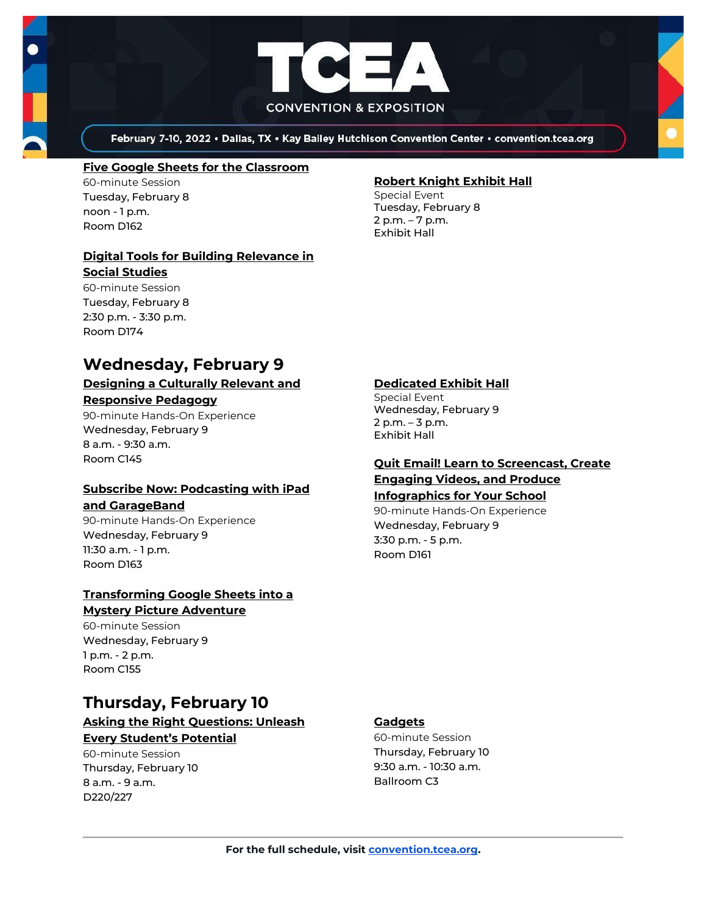**Five Google Sheets for the Classroom**
60-minute Session
Tuesday, February 8
noon - 1 p.m.
Room D162

**Digital Tools for Building Relevance in Social Studies**
60-minute Session
Tuesday, February 8
2:30 p.m. - 3:30 p.m.
Room D174

**Robert Knight Exhibit Hall**
Special Event
Tuesday, February 8
2 p.m. – 7 p.m.
Exhibit Hall

## Wednesday, February 9

**Designing a Culturally Relevant and Responsive Pedagogy**
90-minute Hands-On Experience
Wednesday, February 9
8 a.m. - 9:30 a.m.
Room C145

**Subscribe Now: Podcasting with iPad and GarageBand**
90-minute Hands-On Experience
Wednesday, February 9
11:30 a.m. - 1 p.m.
Room D163

**Transforming Google Sheets into a Mystery Picture Adventure**
60-minute Session
Wednesday, February 9
1 p.m. - 2 p.m.
Room C155

**Dedicated Exhibit Hall**
Special Event
Wednesday, February 9
2 p.m. – 3 p.m.
Exhibit Hall

**Quit Email! Learn to Screencast, Create Engaging Videos, and Produce Infographics for Your School**
90-minute Hands-On Experience
Wednesday, February 9
3:30 p.m. - 5 p.m.
Room D161

## Thursday, February 10

**Asking the Right Questions: Unleash Every Student's Potential**
60-minute Session
Thursday, February 10
8 a.m. - 9 a.m.
D220/227

**Gadgets**
60-minute Session
Thursday, February 10
9:30 a.m. - 10:30 a.m.
Ballroom C3

---

**For the full schedule, visit [convention.tcea.org](convention.tcea.org).**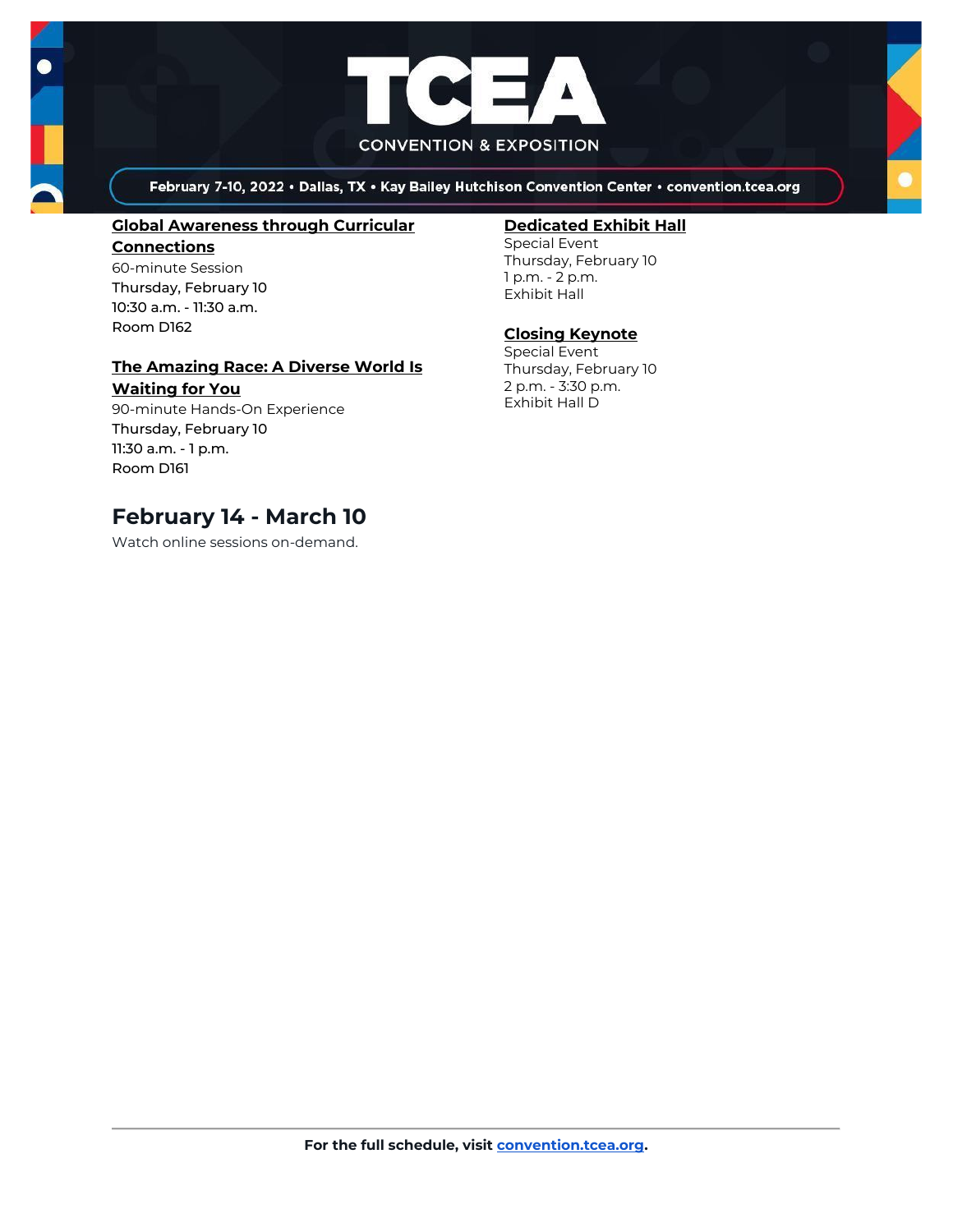**Global Awareness through Curricular Connections**
60-minute Session
Thursday, February 10
10:30 a.m. - 11:30 a.m.
Room D162

**The Amazing Race: A Diverse World Is Waiting for You**
90-minute Hands-On Experience
Thursday, February 10
11:30 a.m. - 1 p.m.
Room D161

**Dedicated Exhibit Hall**
Special Event
Thursday, February 10
1 p.m. - 2 p.m.
Exhibit Hall

**Closing Keynote**
Special Event
Thursday, February 10
2 p.m. - 3:30 p.m.
Exhibit Hall D

## February 14 - March 10

Watch online sessions on-demand.

**For the full schedule, visit convention.tcea.org.**